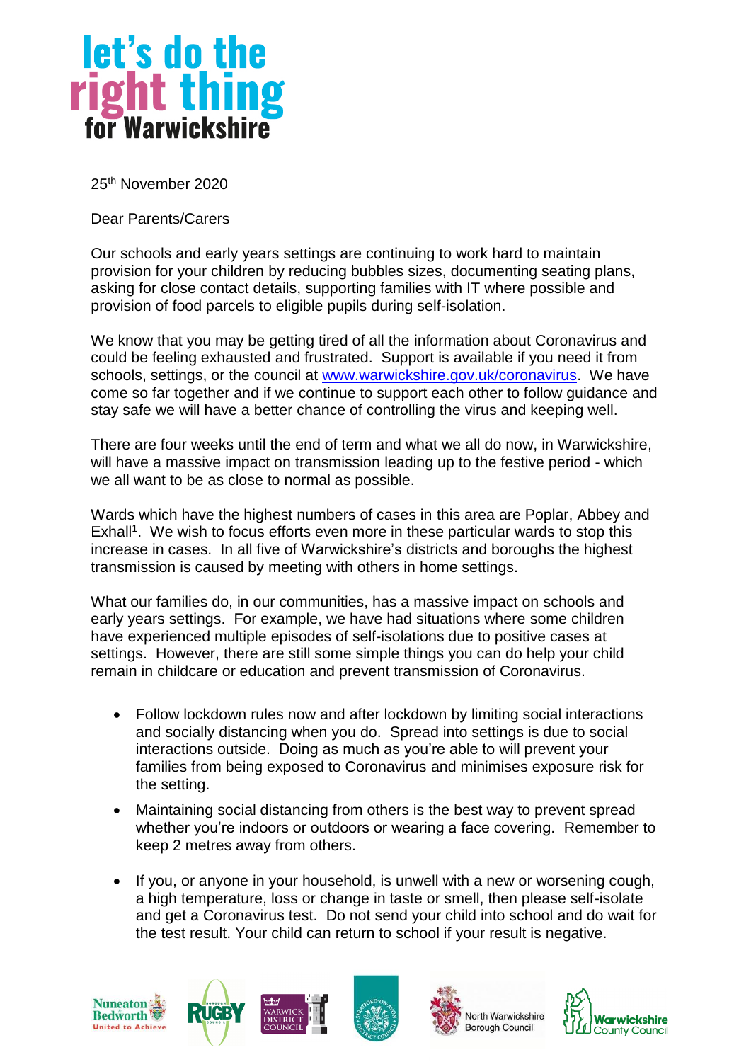# let's do the right thing for Warwickshire

25th November 2020

Dear Parents/Carers

Our schools and early years settings are continuing to work hard to maintain provision for your children by reducing bubbles sizes, documenting seating plans, asking for close contact details, supporting families with IT where possible and provision of food parcels to eligible pupils during self-isolation.

We know that you may be getting tired of all the information about Coronavirus and could be feeling exhausted and frustrated. Support is available if you need it from schools, settings, or the council at [www.warwickshire.gov.uk/coronavirus](http://www.warwickshire.gov.uk/coronavirus). We have come so far together and if we continue to support each other to follow guidance and stay safe we will have a better chance of controlling the virus and keeping well.

There are four weeks until the end of term and what we all do now, in Warwickshire, will have a massive impact on transmission leading up to the festive period - which we all want to be as close to normal as possible.

Wards which have the highest numbers of cases in this area are Poplar, Abbey and Exhall[1]. We wish to focus efforts even more in these particular wards to stop this increase in cases. In all five of Warwickshire's districts and boroughs the highest transmission is caused by meeting with others in home settings.

What our families do, in our communities, has a massive impact on schools and early years settings. For example, we have had situations where some children have experienced multiple episodes of self-isolations due to positive cases at settings. However, there are still some simple things you can do help your child remain in childcare or education and prevent transmission of Coronavirus.

- Follow lockdown rules now and after lockdown by limiting social interactions and socially distancing when you do. Spread into settings is due to social interactions outside. Doing as much as you're able to will prevent your families from being exposed to Coronavirus and minimises exposure risk for the setting.
- Maintaining social distancing from others is the best way to prevent spread whether you're indoors or outdoors or wearing a face covering. Remember to keep 2 metres away from others.
- If you, or anyone in your household, is unwell with a new or worsening cough, a high temperature, loss or change in taste or smell, then please self-isolate and get a Coronavirus test. Do not send your child into school and do wait for the test result. Your child can return to school if your result is negative.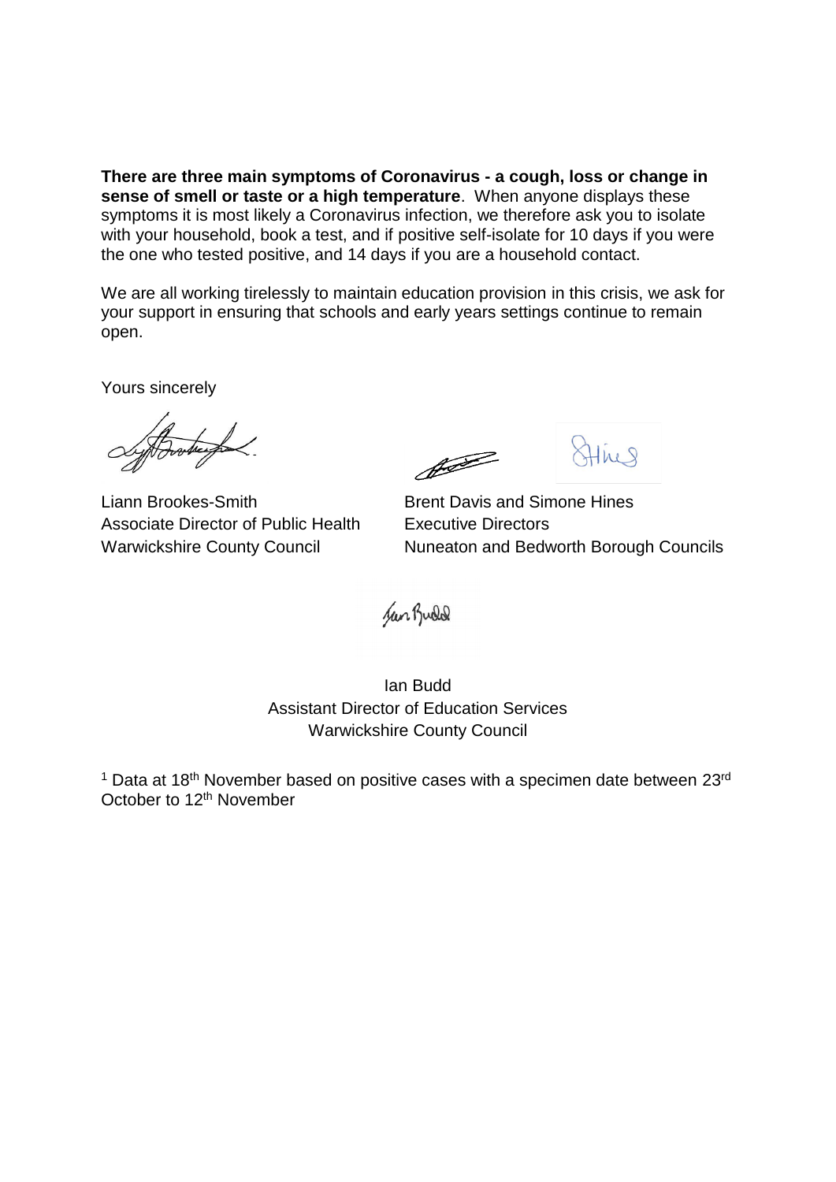**There are three main symptoms of Coronavirus - a cough, loss or change in sense of smell or taste or a high temperature**. When anyone displays these symptoms it is most likely a Coronavirus infection, we therefore ask you to isolate with your household, book a test, and if positive self-isolate for 10 days if you were the one who tested positive, and 14 days if you are a household contact.

We are all working tirelessly to maintain education provision in this crisis, we ask for your support in ensuring that schools and early years settings continue to remain open.

Yours sincerely

Liann Brookes-Smith
Associate Director of Public Health
Warwickshire County Council

Brent Davis and Simone Hines
Executive Directors
Nuneaton and Bedworth Borough Councils

Ian Budd
Assistant Director of Education Services
Warwickshire County Council

[1] Data at 18th November based on positive cases with a specimen date between 23rd October to 12th November